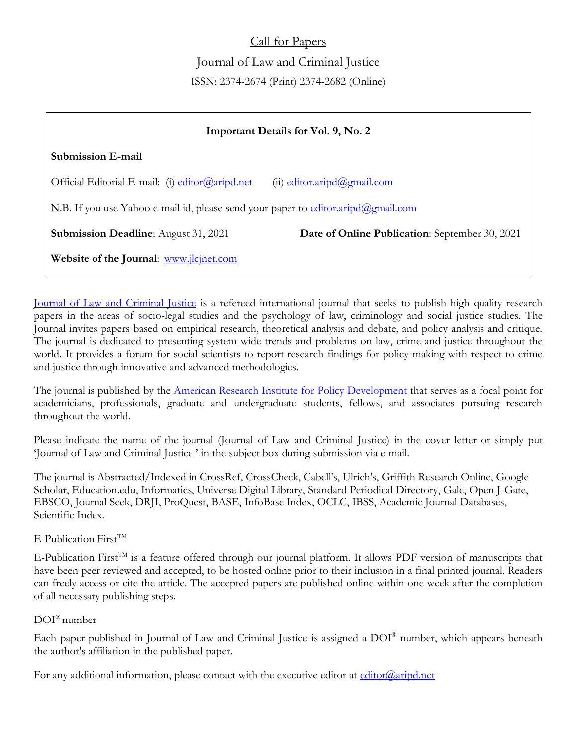# Call for Papers

## Journal of Law and Criminal Justice

ISSN: 2374-2674 (Print) 2374-2682 (Online)

**Important Details for Vol. 9, No. 2**

**Submission E-mail**

Official Editorial E-mail: (i) editor@aripd.net (ii) editor.aripd@gmail.com

N.B. If you use Yahoo e-mail id, please send your paper to editor.aripd@gmail.com

**Submission Deadline**: August 31, 2021

**Date of Online Publication**: September 30, 2021

**Website of the Journal**: www.jlcjnet.com

Journal of Law and Criminal Justice is a refereed international journal that seeks to publish high quality research papers in the areas of socio-legal studies and the psychology of law, criminology and social justice studies. The Journal invites papers based on empirical research, theoretical analysis and debate, and policy analysis and critique. The journal is dedicated to presenting system-wide trends and problems on law, crime and justice throughout the world. It provides a forum for social scientists to report research findings for policy making with respect to crime and justice through innovative and advanced methodologies.

The journal is published by the American Research Institute for Policy Development that serves as a focal point for academicians, professionals, graduate and undergraduate students, fellows, and associates pursuing research throughout the world.

Please indicate the name of the journal (Journal of Law and Criminal Justice) in the cover letter or simply put 'Journal of Law and Criminal Justice ' in the subject box during submission via e-mail.

The journal is Abstracted/Indexed in CrossRef, CrossCheck, Cabell's, Ulrich's, Griffith Research Online, Google Scholar, Education.edu, Informatics, Universe Digital Library, Standard Periodical Directory, Gale, Open J-Gate, EBSCO, Journal Seek, DRJI, ProQuest, BASE, InfoBase Index, OCLC, IBSS, Academic Journal Databases, Scientific Index.

E-Publication First™

E-Publication First™ is a feature offered through our journal platform. It allows PDF version of manuscripts that have been peer reviewed and accepted, to be hosted online prior to their inclusion in a final printed journal. Readers can freely access or cite the article. The accepted papers are published online within one week after the completion of all necessary publishing steps.

DOI® number

Each paper published in Journal of Law and Criminal Justice is assigned a DOI® number, which appears beneath the author's affiliation in the published paper.

For any additional information, please contact with the executive editor at editor@aripd.net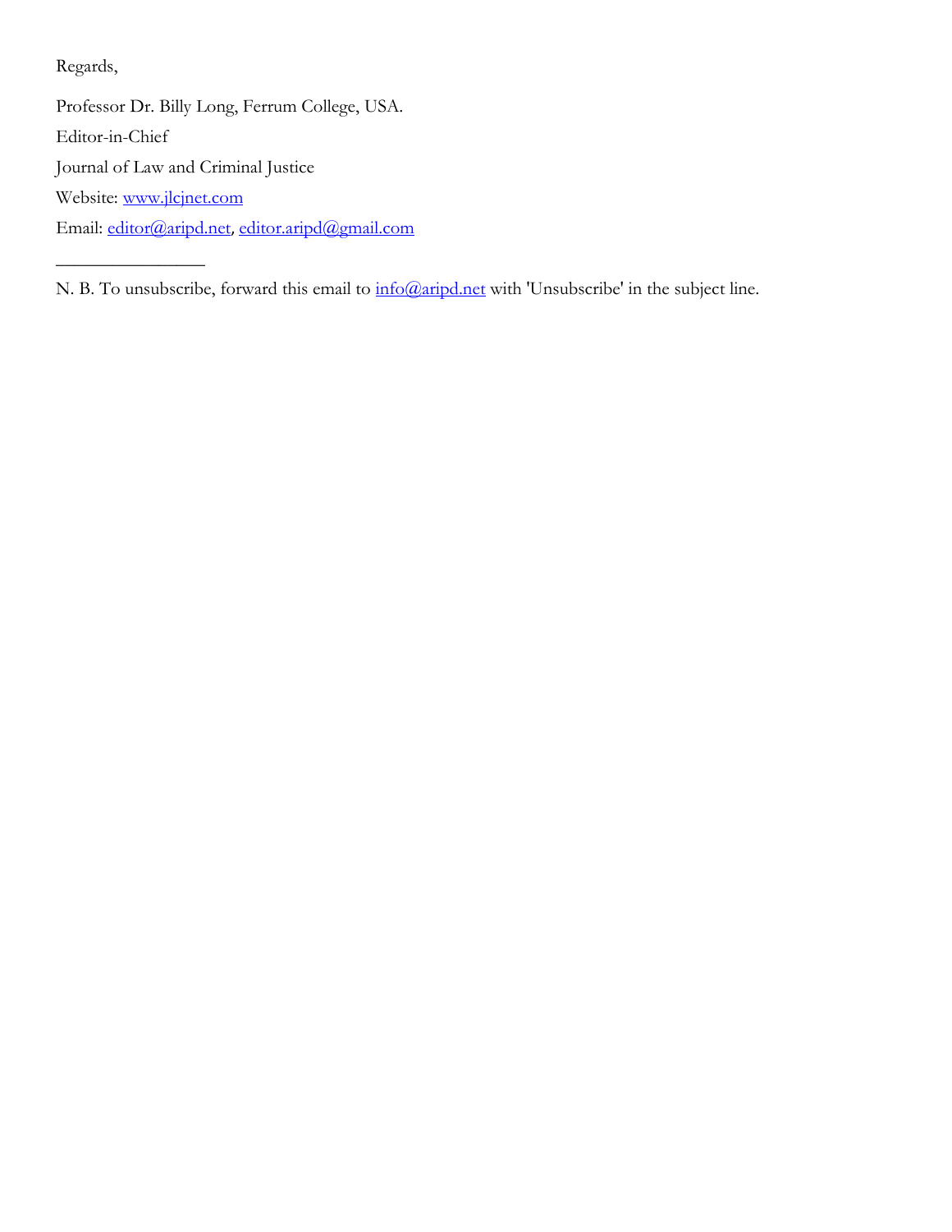Regards,

Professor Dr. Billy Long, Ferrum College, USA.

Editor-in-Chief

Journal of Law and Criminal Justice

Website: www.jlcjnet.com

Email: editor@aripd.net, editor.aripd@gmail.com

---

N. B. To unsubscribe, forward this email to info@aripd.net with 'Unsubscribe' in the subject line.